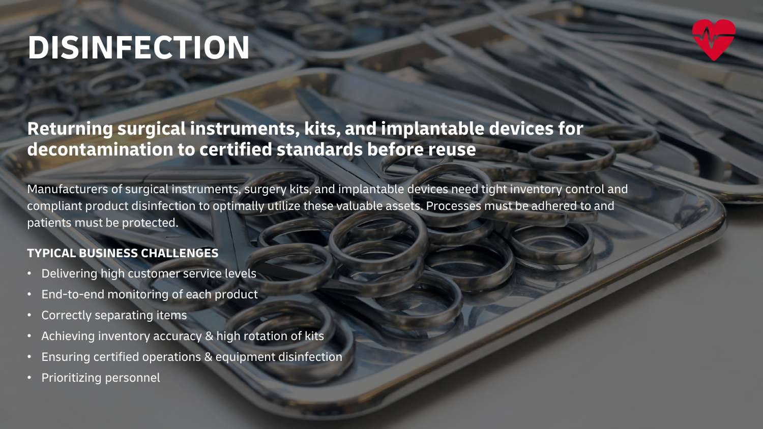# DISINFECTION

## Returning surgical instruments, kits, and implantable devices for decontamination to certified standards before reuse

Manufacturers of surgical instruments, surgery kits, and implantable devices need tight inventory control and compliant product disinfection to optimally utilize these valuable assets. Processes must be adhered to and patients must be protected.

### TYPICAL BUSINESS CHALLENGES

- Delivering high customer service levels
- End-to-end monitoring of each product
- Correctly separating items
- Achieving inventory accuracy & high rotation of kits
- Ensuring certified operations & equipment disinfection
- Prioritizing personnel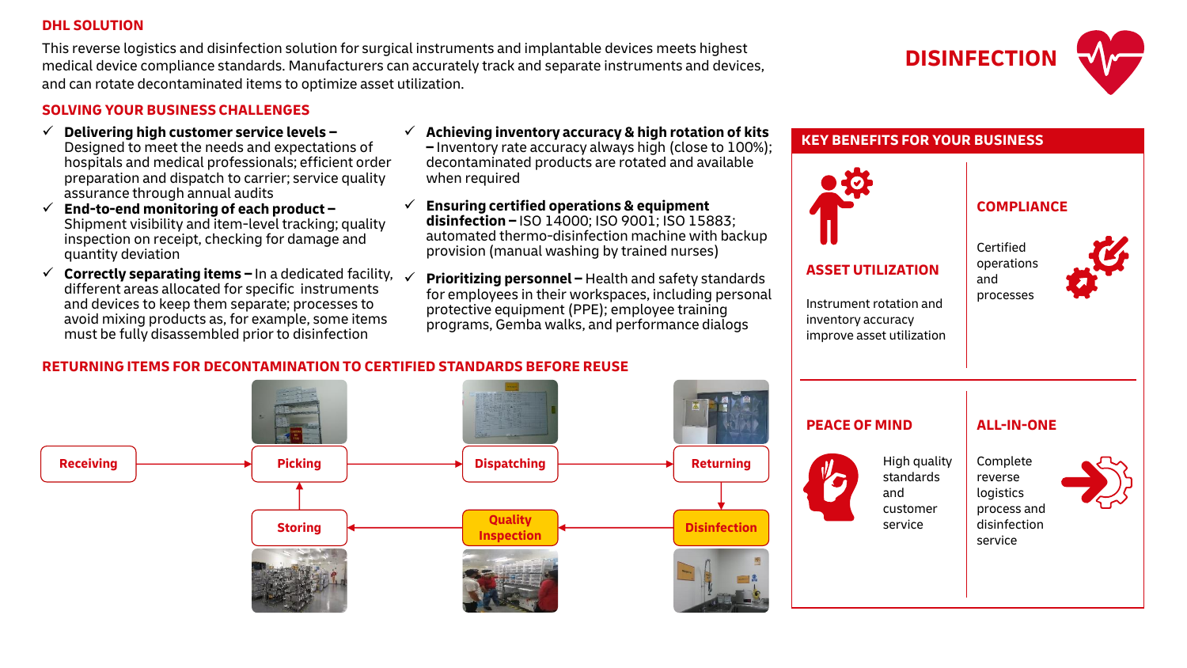## DHL SOLUTION

This reverse logistics and disinfection solution for surgical instruments and implantable devices meets highest medical device compliance standards. Manufacturers can accurately track and separate instruments and devices, and can rotate decontaminated items to optimize asset utilization.

# DISINFECTION

### SOLVING YOUR BUSINESS CHALLENGES

- ✓ **Delivering high customer service levels –** Designed to meet the needs and expectations of hospitals and medical professionals; efficient order preparation and dispatch to carrier; service quality assurance through annual audits
- ✓ **End-to-end monitoring of each product –** Shipment visibility and item-level tracking; quality inspection on receipt, checking for damage and quantity deviation
- ✓ **Correctly separating items –** In a dedicated facility, different areas allocated for specific instruments and devices to keep them separate; processes to avoid mixing products as, for example, some items must be fully disassembled prior to disinfection
- ✓ **Achieving inventory accuracy & high rotation of kits –** Inventory rate accuracy always high (close to 100%); decontaminated products are rotated and available when required
- ✓ **Ensuring certified operations & equipment disinfection –** ISO 14000; ISO 9001; ISO 15883; automated thermo-disinfection machine with backup provision (manual washing by trained nurses)
- ✓ **Prioritizing personnel –** Health and safety standards for employees in their workspaces, including personal protective equipment (PPE); employee training programs, Gemba walks, and performance dialogs

### RETURNING ITEMS FOR DECONTAMINATION TO CERTIFIED STANDARDS BEFORE REUSE

Receiving → Picking → Dispatching → Returning → Disinfection → Quality Inspection → Storing → Picking

### KEY BENEFITS FOR YOUR BUSINESS

**ASSET UTILIZATION**

Instrument rotation and inventory accuracy improve asset utilization

**COMPLIANCE**

Certified operations and processes

**PEACE OF MIND**

High quality standards and customer service

**ALL-IN-ONE**

Complete reverse logistics process and disinfection service